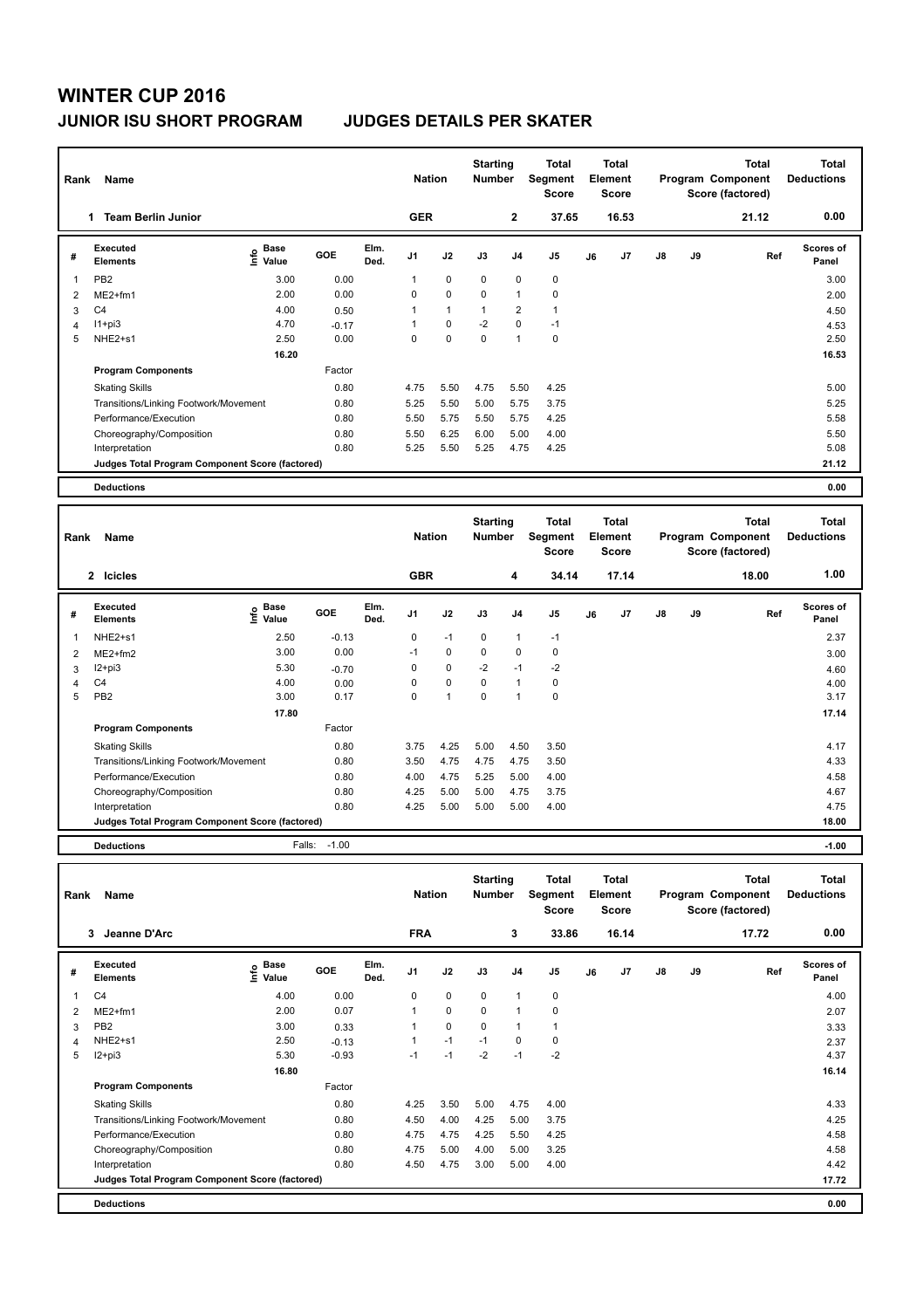# WINTER CUP 2016

## JUNIOR ISU SHORT PROGRAM JUDGES DETAILS PER SKATER

| Rank | Name | Nation | Starting Number | Total Segment Score | Total Element Score | Total Program Component Score (factored) | Total Deductions |
|---|---|---|---|---|---|---|---|
| 1 | Team Berlin Junior | GER | 2 | 37.65 | 16.53 | 21.12 | 0.00 |

| # | Executed Elements | Info | Base Value | GOE | Elm. Ded. | J1 | J2 | J3 | J4 | J5 | J6 | J7 | J8 | J9 | Ref | Scores of Panel |
|---|---|---|---|---|---|---|---|---|---|---|---|---|---|---|---|---|
| 1 | PB2 | | 3.00 | 0.00 | | 1 | 0 | 0 | 0 | 0 | | | | | | 3.00 |
| 2 | ME2+fm1 | | 2.00 | 0.00 | | 0 | 0 | 0 | 1 | 0 | | | | | | 2.00 |
| 3 | C4 | | 4.00 | 0.50 | | 1 | 1 | 1 | 2 | 1 | | | | | | 4.50 |
| 4 | I1+pi3 | | 4.70 | -0.17 | | 1 | 0 | -2 | 0 | -1 | | | | | | 4.53 |
| 5 | NHE2+s1 | | 2.50 | 0.00 | | 0 | 0 | 0 | 1 | 0 | | | | | | 2.50 |
| | | | 16.20 | | | | | | | | | | | | | 16.53 |

| Program Components | Factor | J1 | J2 | J3 | J4 | J5 | J6 | J7 | J8 | J9 | | Scores of Panel |
|---|---|---|---|---|---|---|---|---|---|---|---|---|
| Skating Skills | 0.80 | 4.75 | 5.50 | 4.75 | 5.50 | 4.25 | | | | | | 5.00 |
| Transitions/Linking Footwork/Movement | 0.80 | 5.25 | 5.50 | 5.00 | 5.75 | 3.75 | | | | | | 5.25 |
| Performance/Execution | 0.80 | 5.50 | 5.75 | 5.50 | 5.75 | 4.25 | | | | | | 5.58 |
| Choreography/Composition | 0.80 | 5.50 | 6.25 | 6.00 | 5.00 | 4.00 | | | | | | 5.50 |
| Interpretation | 0.80 | 5.25 | 5.50 | 5.25 | 4.75 | 4.25 | | | | | | 5.08 |
| Judges Total Program Component Score (factored) | | | | | | | | | | | | 21.12 |
| Deductions | | | | | | | | | | | | 0.00 |

| Rank | Name | Nation | Starting Number | Total Segment Score | Total Element Score | Total Program Component Score (factored) | Total Deductions |
|---|---|---|---|---|---|---|---|
| 2 | Icicles | GBR | 4 | 34.14 | 17.14 | 18.00 | 1.00 |

| # | Executed Elements | Info | Base Value | GOE | Elm. Ded. | J1 | J2 | J3 | J4 | J5 | J6 | J7 | J8 | J9 | Ref | Scores of Panel |
|---|---|---|---|---|---|---|---|---|---|---|---|---|---|---|---|---|
| 1 | NHE2+s1 | | 2.50 | -0.13 | | 0 | -1 | 0 | 1 | -1 | | | | | | 2.37 |
| 2 | ME2+fm2 | | 3.00 | 0.00 | | -1 | 0 | 0 | 0 | 0 | | | | | | 3.00 |
| 3 | I2+pi3 | | 5.30 | -0.70 | | 0 | 0 | -2 | -1 | -2 | | | | | | 4.60 |
| 4 | C4 | | 4.00 | 0.00 | | 0 | 0 | 0 | 1 | 0 | | | | | | 4.00 |
| 5 | PB2 | | 3.00 | 0.17 | | 0 | 1 | 0 | 1 | 0 | | | | | | 3.17 |
| | | | 17.80 | | | | | | | | | | | | | 17.14 |

| Program Components | Factor | J1 | J2 | J3 | J4 | J5 | J6 | J7 | J8 | J9 | | Scores of Panel |
|---|---|---|---|---|---|---|---|---|---|---|---|---|
| Skating Skills | 0.80 | 3.75 | 4.25 | 5.00 | 4.50 | 3.50 | | | | | | 4.17 |
| Transitions/Linking Footwork/Movement | 0.80 | 3.50 | 4.75 | 4.75 | 4.75 | 3.50 | | | | | | 4.33 |
| Performance/Execution | 0.80 | 4.00 | 4.75 | 5.25 | 5.00 | 4.00 | | | | | | 4.58 |
| Choreography/Composition | 0.80 | 4.25 | 5.00 | 5.00 | 4.75 | 3.75 | | | | | | 4.67 |
| Interpretation | 0.80 | 4.25 | 5.00 | 5.00 | 5.00 | 4.00 | | | | | | 4.75 |
| Judges Total Program Component Score (factored) | | | | | | | | | | | | 18.00 |
| Deductions | Falls: -1.00 | | | | | | | | | | | -1.00 |

| Rank | Name | Nation | Starting Number | Total Segment Score | Total Element Score | Total Program Component Score (factored) | Total Deductions |
|---|---|---|---|---|---|---|---|
| 3 | Jeanne D'Arc | FRA | 3 | 33.86 | 16.14 | 17.72 | 0.00 |

| # | Executed Elements | Info | Base Value | GOE | Elm. Ded. | J1 | J2 | J3 | J4 | J5 | J6 | J7 | J8 | J9 | Ref | Scores of Panel |
|---|---|---|---|---|---|---|---|---|---|---|---|---|---|---|---|---|
| 1 | C4 | | 4.00 | 0.00 | | 0 | 0 | 0 | 1 | 0 | | | | | | 4.00 |
| 2 | ME2+fm1 | | 2.00 | 0.07 | | 1 | 0 | 0 | 1 | 0 | | | | | | 2.07 |
| 3 | PB2 | | 3.00 | 0.33 | | 1 | 0 | 0 | 1 | 1 | | | | | | 3.33 |
| 4 | NHE2+s1 | | 2.50 | -0.13 | | 1 | -1 | -1 | 0 | 0 | | | | | | 2.37 |
| 5 | I2+pi3 | | 5.30 | -0.93 | | -1 | -1 | -2 | -1 | -2 | | | | | | 4.37 |
| | | | 16.80 | | | | | | | | | | | | | 16.14 |

| Program Components | Factor | J1 | J2 | J3 | J4 | J5 | J6 | J7 | J8 | J9 | | Scores of Panel |
|---|---|---|---|---|---|---|---|---|---|---|---|---|
| Skating Skills | 0.80 | 4.25 | 3.50 | 5.00 | 4.75 | 4.00 | | | | | | 4.33 |
| Transitions/Linking Footwork/Movement | 0.80 | 4.50 | 4.00 | 4.25 | 5.00 | 3.75 | | | | | | 4.25 |
| Performance/Execution | 0.80 | 4.75 | 4.75 | 4.25 | 5.50 | 4.25 | | | | | | 4.58 |
| Choreography/Composition | 0.80 | 4.75 | 5.00 | 4.00 | 5.00 | 3.25 | | | | | | 4.58 |
| Interpretation | 0.80 | 4.50 | 4.75 | 3.00 | 5.00 | 4.00 | | | | | | 4.42 |
| Judges Total Program Component Score (factored) | | | | | | | | | | | | 17.72 |
| Deductions | | | | | | | | | | | | 0.00 |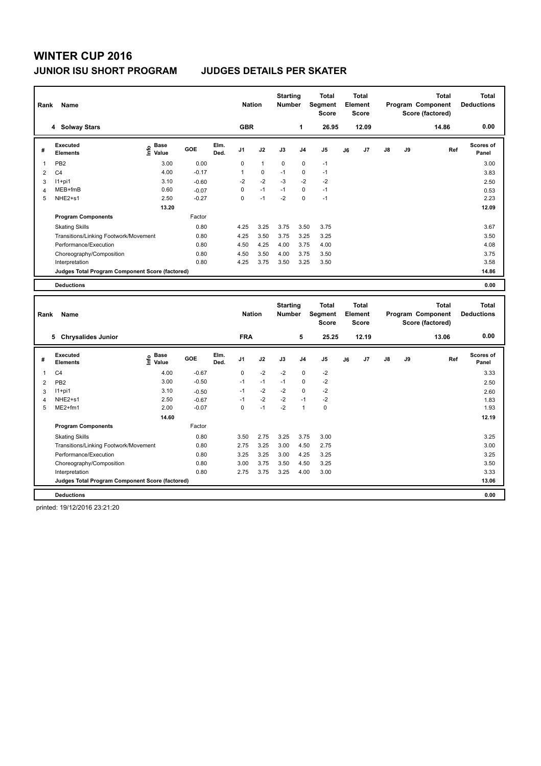# WINTER CUP 2016

## JUNIOR ISU SHORT PROGRAM JUDGES DETAILS PER SKATER

| Rank | Name | Nation | Starting Number | Total Segment Score | Total Element Score | Total Program Component Score (factored) | Total Deductions |
|---|---|---|---|---|---|---|---|
| 4 | Solway Stars | GBR | 1 | 26.95 | 12.09 | 14.86 | 0.00 |

| # | Executed Elements | Info | Base Value | GOE | Elm. Ded. | J1 | J2 | J3 | J4 | J5 | J6 | J7 | J8 | J9 | Ref | Scores of Panel |
|---|---|---|---|---|---|---|---|---|---|---|---|---|---|---|---|---|
| 1 | PB2 | | 3.00 | 0.00 | | 0 | 1 | 0 | 0 | -1 | | | | | | 3.00 |
| 2 | C4 | | 4.00 | -0.17 | | 1 | 0 | -1 | 0 | -1 | | | | | | 3.83 |
| 3 | I1+pi1 | | 3.10 | -0.60 | | -2 | -2 | -3 | -2 | -2 | | | | | | 2.50 |
| 4 | MEB+fmB | | 0.60 | -0.07 | | 0 | -1 | -1 | 0 | -1 | | | | | | 0.53 |
| 5 | NHE2+s1 | | 2.50 | -0.27 | | 0 | -1 | -2 | 0 | -1 | | | | | | 2.23 |
| | | | 13.20 | | | | | | | | | | | | | 12.09 |
| | **Program Components** | | | Factor | | | | | | | | | | | | |
| | Skating Skills | | | 0.80 | | 4.25 | 3.25 | 3.75 | 3.50 | 3.75 | | | | | | 3.67 |
| | Transitions/Linking Footwork/Movement | | | 0.80 | | 4.25 | 3.50 | 3.75 | 3.25 | 3.25 | | | | | | 3.50 |
| | Performance/Execution | | | 0.80 | | 4.50 | 4.25 | 4.00 | 3.75 | 4.00 | | | | | | 4.08 |
| | Choreography/Composition | | | 0.80 | | 4.50 | 3.50 | 4.00 | 3.75 | 3.50 | | | | | | 3.75 |
| | Interpretation | | | 0.80 | | 4.25 | 3.75 | 3.50 | 3.25 | 3.50 | | | | | | 3.58 |
| | **Judges Total Program Component Score (factored)** | | | | | | | | | | | | | | | 14.86 |
| | **Deductions** | | | | | | | | | | | | | | | 0.00 |

| Rank | Name | Nation | Starting Number | Total Segment Score | Total Element Score | Total Program Component Score (factored) | Total Deductions |
|---|---|---|---|---|---|---|---|
| 5 | Chrysalides Junior | FRA | 5 | 25.25 | 12.19 | 13.06 | 0.00 |

| # | Executed Elements | Info | Base Value | GOE | Elm. Ded. | J1 | J2 | J3 | J4 | J5 | J6 | J7 | J8 | J9 | Ref | Scores of Panel |
|---|---|---|---|---|---|---|---|---|---|---|---|---|---|---|---|---|
| 1 | C4 | | 4.00 | -0.67 | | 0 | -2 | -2 | 0 | -2 | | | | | | 3.33 |
| 2 | PB2 | | 3.00 | -0.50 | | -1 | -1 | -1 | 0 | -2 | | | | | | 2.50 |
| 3 | I1+pi1 | | 3.10 | -0.50 | | -1 | -2 | -2 | 0 | -2 | | | | | | 2.60 |
| 4 | NHE2+s1 | | 2.50 | -0.67 | | -1 | -2 | -2 | -1 | -2 | | | | | | 1.83 |
| 5 | ME2+fm1 | | 2.00 | -0.07 | | 0 | -1 | -2 | 1 | 0 | | | | | | 1.93 |
| | | | 14.60 | | | | | | | | | | | | | 12.19 |
| | **Program Components** | | | Factor | | | | | | | | | | | | |
| | Skating Skills | | | 0.80 | | 3.50 | 2.75 | 3.25 | 3.75 | 3.00 | | | | | | 3.25 |
| | Transitions/Linking Footwork/Movement | | | 0.80 | | 2.75 | 3.25 | 3.00 | 4.50 | 2.75 | | | | | | 3.00 |
| | Performance/Execution | | | 0.80 | | 3.25 | 3.25 | 3.00 | 4.25 | 3.25 | | | | | | 3.25 |
| | Choreography/Composition | | | 0.80 | | 3.00 | 3.75 | 3.50 | 4.50 | 3.25 | | | | | | 3.50 |
| | Interpretation | | | 0.80 | | 2.75 | 3.75 | 3.25 | 4.00 | 3.00 | | | | | | 3.33 |
| | **Judges Total Program Component Score (factored)** | | | | | | | | | | | | | | | 13.06 |
| | **Deductions** | | | | | | | | | | | | | | | 0.00 |

printed: 19/12/2016 23:21:20